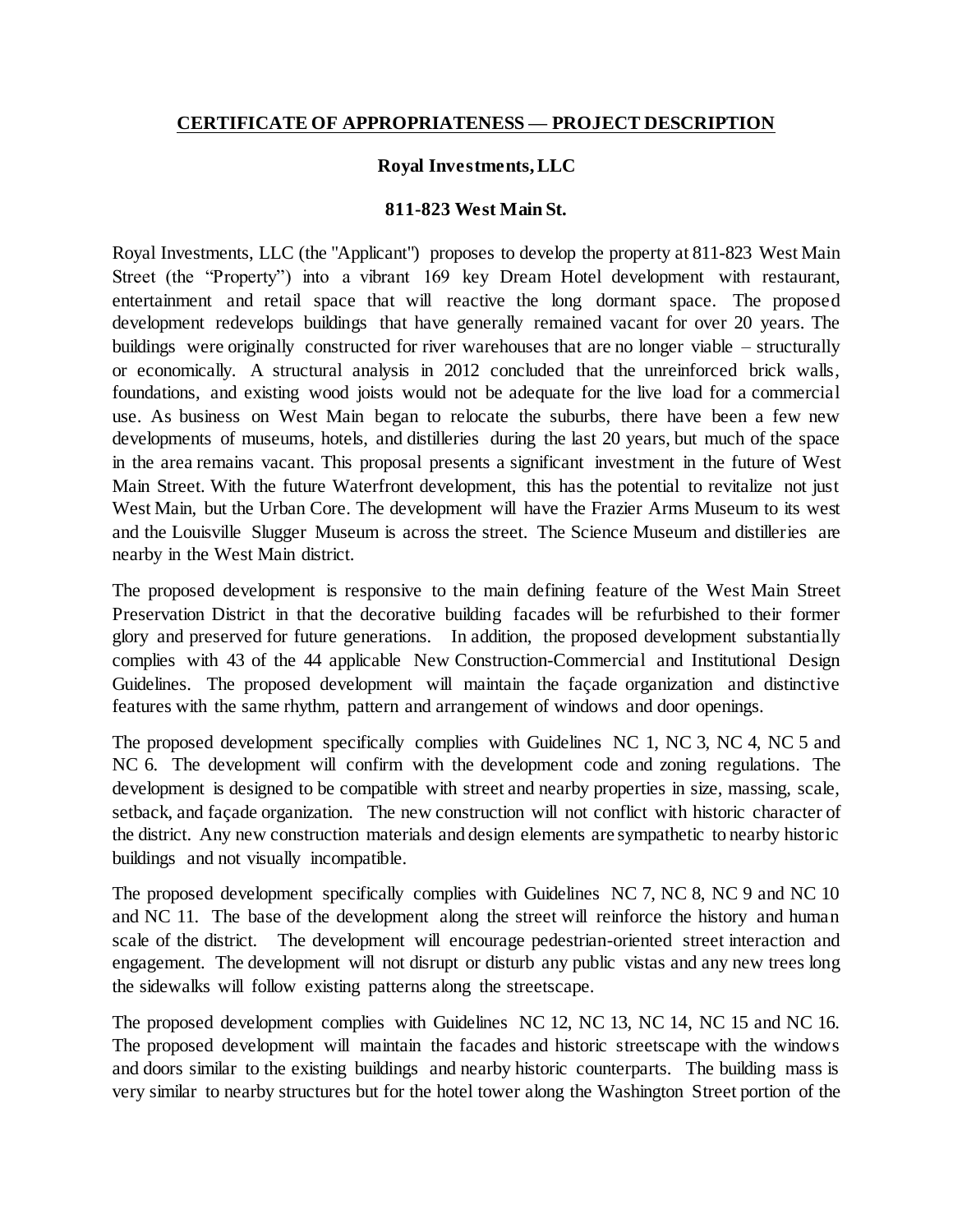# CERTIFICATE OF APPROPRIATENESS — PROJECT DESCRIPTION

**Royal Investments, LLC**

**811-823 West Main St.**

Royal Investments, LLC (the "Applicant") proposes to develop the property at 811-823 West Main Street (the "Property") into a vibrant 169 key Dream Hotel development with restaurant, entertainment and retail space that will reactive the long dormant space. The proposed development redevelops buildings that have generally remained vacant for over 20 years. The buildings were originally constructed for river warehouses that are no longer viable – structurally or economically. A structural analysis in 2012 concluded that the unreinforced brick walls, foundations, and existing wood joists would not be adequate for the live load for a commercial use. As business on West Main began to relocate the suburbs, there have been a few new developments of museums, hotels, and distilleries during the last 20 years, but much of the space in the area remains vacant. This proposal presents a significant investment in the future of West Main Street. With the future Waterfront development, this has the potential to revitalize not just West Main, but the Urban Core. The development will have the Frazier Arms Museum to its west and the Louisville Slugger Museum is across the street. The Science Museum and distilleries are nearby in the West Main district.

The proposed development is responsive to the main defining feature of the West Main Street Preservation District in that the decorative building facades will be refurbished to their former glory and preserved for future generations. In addition, the proposed development substantially complies with 43 of the 44 applicable New Construction-Commercial and Institutional Design Guidelines. The proposed development will maintain the façade organization and distinctive features with the same rhythm, pattern and arrangement of windows and door openings.

The proposed development specifically complies with Guidelines NC 1, NC 3, NC 4, NC 5 and NC 6. The development will confirm with the development code and zoning regulations. The development is designed to be compatible with street and nearby properties in size, massing, scale, setback, and façade organization. The new construction will not conflict with historic character of the district. Any new construction materials and design elements are sympathetic to nearby historic buildings and not visually incompatible.

The proposed development specifically complies with Guidelines NC 7, NC 8, NC 9 and NC 10 and NC 11. The base of the development along the street will reinforce the history and human scale of the district. The development will encourage pedestrian-oriented street interaction and engagement. The development will not disrupt or disturb any public vistas and any new trees long the sidewalks will follow existing patterns along the streetscape.

The proposed development complies with Guidelines NC 12, NC 13, NC 14, NC 15 and NC 16. The proposed development will maintain the facades and historic streetscape with the windows and doors similar to the existing buildings and nearby historic counterparts. The building mass is very similar to nearby structures but for the hotel tower along the Washington Street portion of the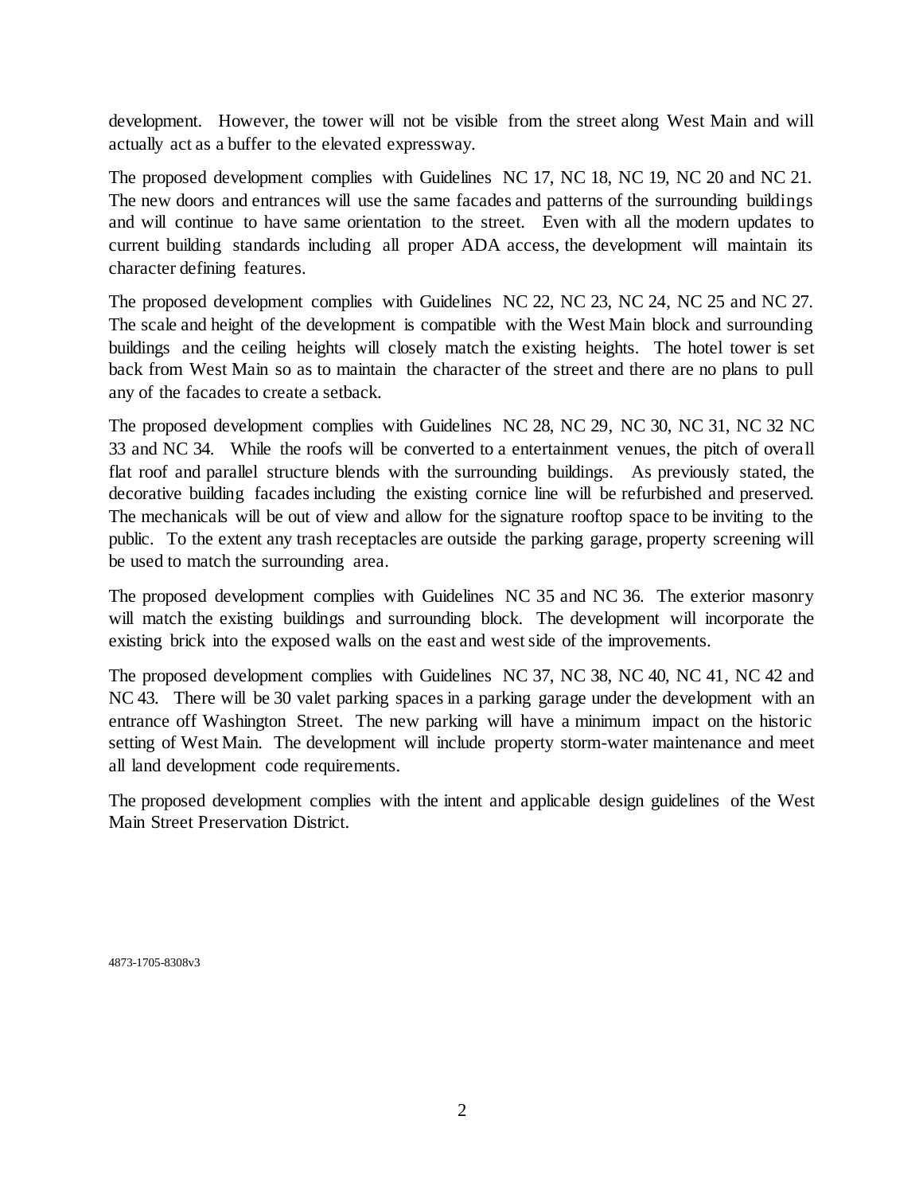development. However, the tower will not be visible from the street along West Main and will actually act as a buffer to the elevated expressway.

The proposed development complies with Guidelines NC 17, NC 18, NC 19, NC 20 and NC 21. The new doors and entrances will use the same facades and patterns of the surrounding buildings and will continue to have same orientation to the street. Even with all the modern updates to current building standards including all proper ADA access, the development will maintain its character defining features.

The proposed development complies with Guidelines NC 22, NC 23, NC 24, NC 25 and NC 27. The scale and height of the development is compatible with the West Main block and surrounding buildings and the ceiling heights will closely match the existing heights. The hotel tower is set back from West Main so as to maintain the character of the street and there are no plans to pull any of the facades to create a setback.

The proposed development complies with Guidelines NC 28, NC 29, NC 30, NC 31, NC 32 NC 33 and NC 34. While the roofs will be converted to a entertainment venues, the pitch of overall flat roof and parallel structure blends with the surrounding buildings. As previously stated, the decorative building facades including the existing cornice line will be refurbished and preserved. The mechanicals will be out of view and allow for the signature rooftop space to be inviting to the public. To the extent any trash receptacles are outside the parking garage, property screening will be used to match the surrounding area.

The proposed development complies with Guidelines NC 35 and NC 36. The exterior masonry will match the existing buildings and surrounding block. The development will incorporate the existing brick into the exposed walls on the east and west side of the improvements.

The proposed development complies with Guidelines NC 37, NC 38, NC 40, NC 41, NC 42 and NC 43. There will be 30 valet parking spaces in a parking garage under the development with an entrance off Washington Street. The new parking will have a minimum impact on the historic setting of West Main. The development will include property storm-water maintenance and meet all land development code requirements.

The proposed development complies with the intent and applicable design guidelines of the West Main Street Preservation District.

4873-1705-8308v3